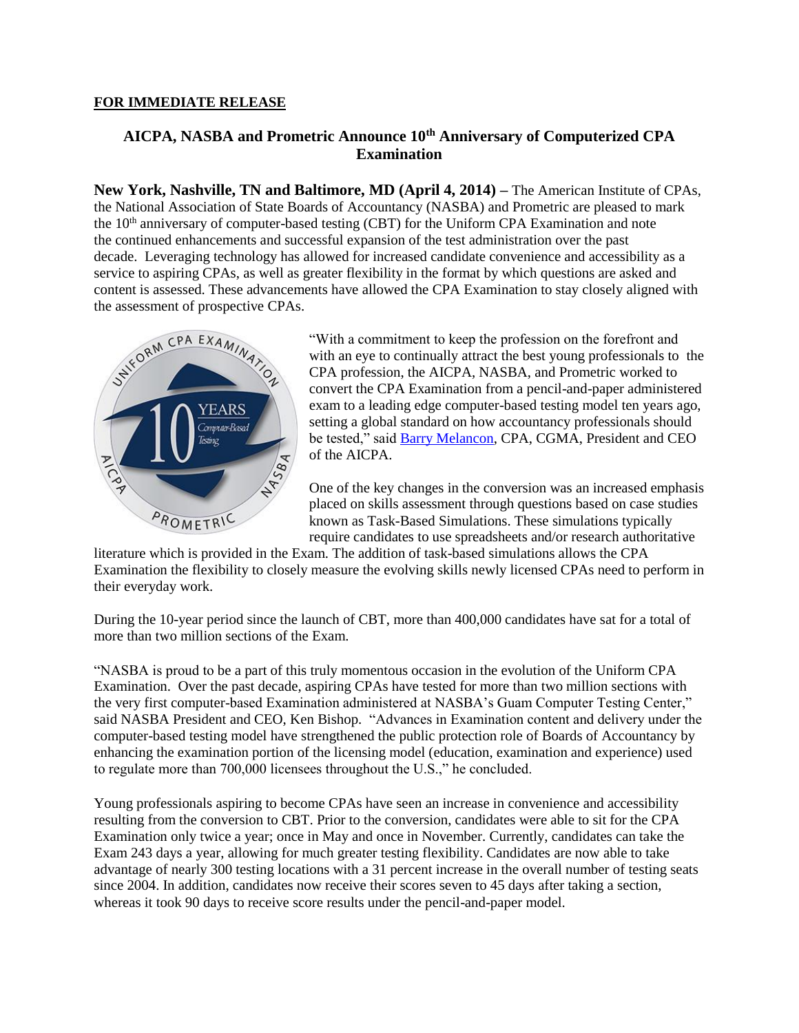**FOR IMMEDIATE RELEASE**

## AICPA, NASBA and Prometric Announce 10th Anniversary of Computerized CPA Examination

**New York, Nashville, TN and Baltimore, MD (April 4, 2014) –** The American Institute of CPAs, the National Association of State Boards of Accountancy (NASBA) and Prometric are pleased to mark the 10th anniversary of computer-based testing (CBT) for the Uniform CPA Examination and note the continued enhancements and successful expansion of the test administration over the past decade. Leveraging technology has allowed for increased candidate convenience and accessibility as a service to aspiring CPAs, as well as greater flexibility in the format by which questions are asked and content is assessed. These advancements have allowed the CPA Examination to stay closely aligned with the assessment of prospective CPAs.

"With a commitment to keep the profession on the forefront and with an eye to continually attract the best young professionals to the CPA profession, the AICPA, NASBA, and Prometric worked to convert the CPA Examination from a pencil-and-paper administered exam to a leading edge computer-based testing model ten years ago, setting a global standard on how accountancy professionals should be tested," said Barry Melancon, CPA, CGMA, President and CEO of the AICPA.

One of the key changes in the conversion was an increased emphasis placed on skills assessment through questions based on case studies known as Task-Based Simulations. These simulations typically require candidates to use spreadsheets and/or research authoritative literature which is provided in the Exam. The addition of task-based simulations allows the CPA Examination the flexibility to closely measure the evolving skills newly licensed CPAs need to perform in their everyday work.

During the 10-year period since the launch of CBT, more than 400,000 candidates have sat for a total of more than two million sections of the Exam.

"NASBA is proud to be a part of this truly momentous occasion in the evolution of the Uniform CPA Examination. Over the past decade, aspiring CPAs have tested for more than two million sections with the very first computer-based Examination administered at NASBA's Guam Computer Testing Center," said NASBA President and CEO, Ken Bishop. "Advances in Examination content and delivery under the computer-based testing model have strengthened the public protection role of Boards of Accountancy by enhancing the examination portion of the licensing model (education, examination and experience) used to regulate more than 700,000 licensees throughout the U.S.," he concluded.

Young professionals aspiring to become CPAs have seen an increase in convenience and accessibility resulting from the conversion to CBT. Prior to the conversion, candidates were able to sit for the CPA Examination only twice a year; once in May and once in November. Currently, candidates can take the Exam 243 days a year, allowing for much greater testing flexibility. Candidates are now able to take advantage of nearly 300 testing locations with a 31 percent increase in the overall number of testing seats since 2004. In addition, candidates now receive their scores seven to 45 days after taking a section, whereas it took 90 days to receive score results under the pencil-and-paper model.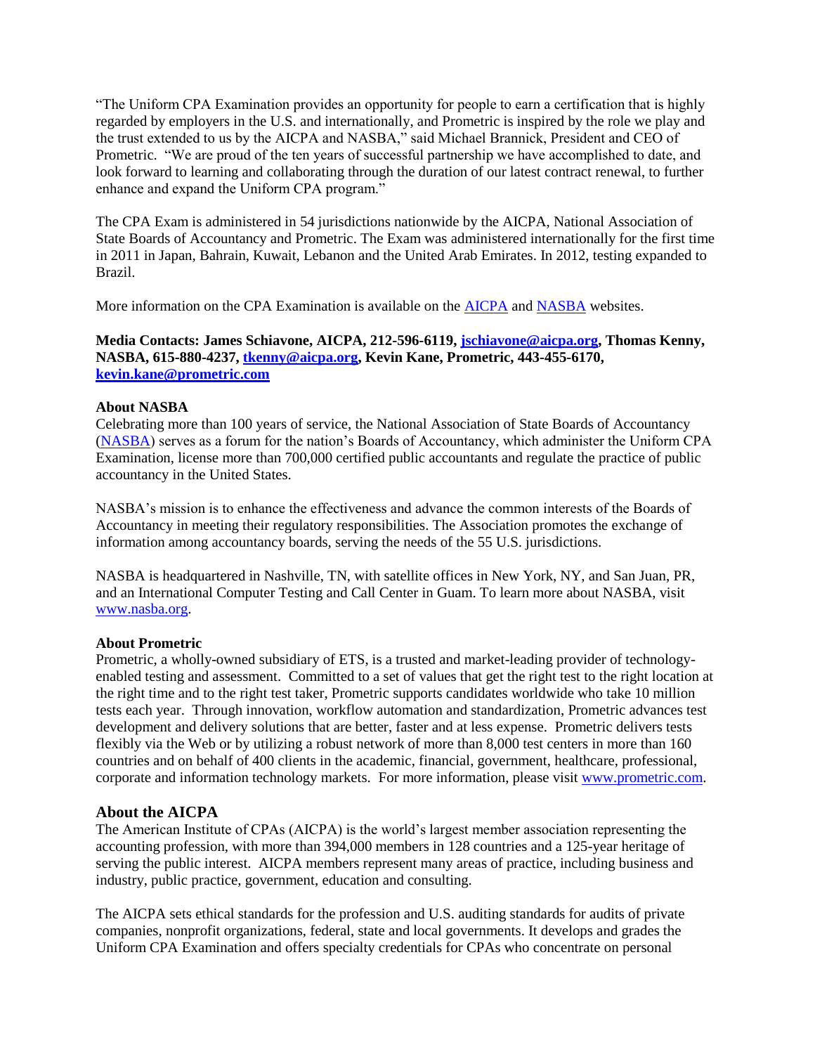"The Uniform CPA Examination provides an opportunity for people to earn a certification that is highly regarded by employers in the U.S. and internationally, and Prometric is inspired by the role we play and the trust extended to us by the AICPA and NASBA," said Michael Brannick, President and CEO of Prometric. "We are proud of the ten years of successful partnership we have accomplished to date, and look forward to learning and collaborating through the duration of our latest contract renewal, to further enhance and expand the Uniform CPA program."

The CPA Exam is administered in 54 jurisdictions nationwide by the AICPA, National Association of State Boards of Accountancy and Prometric. The Exam was administered internationally for the first time in 2011 in Japan, Bahrain, Kuwait, Lebanon and the United Arab Emirates. In 2012, testing expanded to Brazil.

More information on the CPA Examination is available on the AICPA and NASBA websites.

**Media Contacts: James Schiavone, AICPA, 212-596-6119, jschiavone@aicpa.org, Thomas Kenny, NASBA, 615-880-4237, tkenny@aicpa.org, Kevin Kane, Prometric, 443-455-6170, kevin.kane@prometric.com**

**About NASBA**

Celebrating more than 100 years of service, the National Association of State Boards of Accountancy (NASBA) serves as a forum for the nation's Boards of Accountancy, which administer the Uniform CPA Examination, license more than 700,000 certified public accountants and regulate the practice of public accountancy in the United States.

NASBA's mission is to enhance the effectiveness and advance the common interests of the Boards of Accountancy in meeting their regulatory responsibilities. The Association promotes the exchange of information among accountancy boards, serving the needs of the 55 U.S. jurisdictions.

NASBA is headquartered in Nashville, TN, with satellite offices in New York, NY, and San Juan, PR, and an International Computer Testing and Call Center in Guam. To learn more about NASBA, visit www.nasba.org.

**About Prometric**

Prometric, a wholly-owned subsidiary of ETS, is a trusted and market-leading provider of technology-enabled testing and assessment. Committed to a set of values that get the right test to the right location at the right time and to the right test taker, Prometric supports candidates worldwide who take 10 million tests each year. Through innovation, workflow automation and standardization, Prometric advances test development and delivery solutions that are better, faster and at less expense. Prometric delivers tests flexibly via the Web or by utilizing a robust network of more than 8,000 test centers in more than 160 countries and on behalf of 400 clients in the academic, financial, government, healthcare, professional, corporate and information technology markets. For more information, please visit www.prometric.com.

## About the AICPA

The American Institute of CPAs (AICPA) is the world's largest member association representing the accounting profession, with more than 394,000 members in 128 countries and a 125-year heritage of serving the public interest. AICPA members represent many areas of practice, including business and industry, public practice, government, education and consulting.

The AICPA sets ethical standards for the profession and U.S. auditing standards for audits of private companies, nonprofit organizations, federal, state and local governments. It develops and grades the Uniform CPA Examination and offers specialty credentials for CPAs who concentrate on personal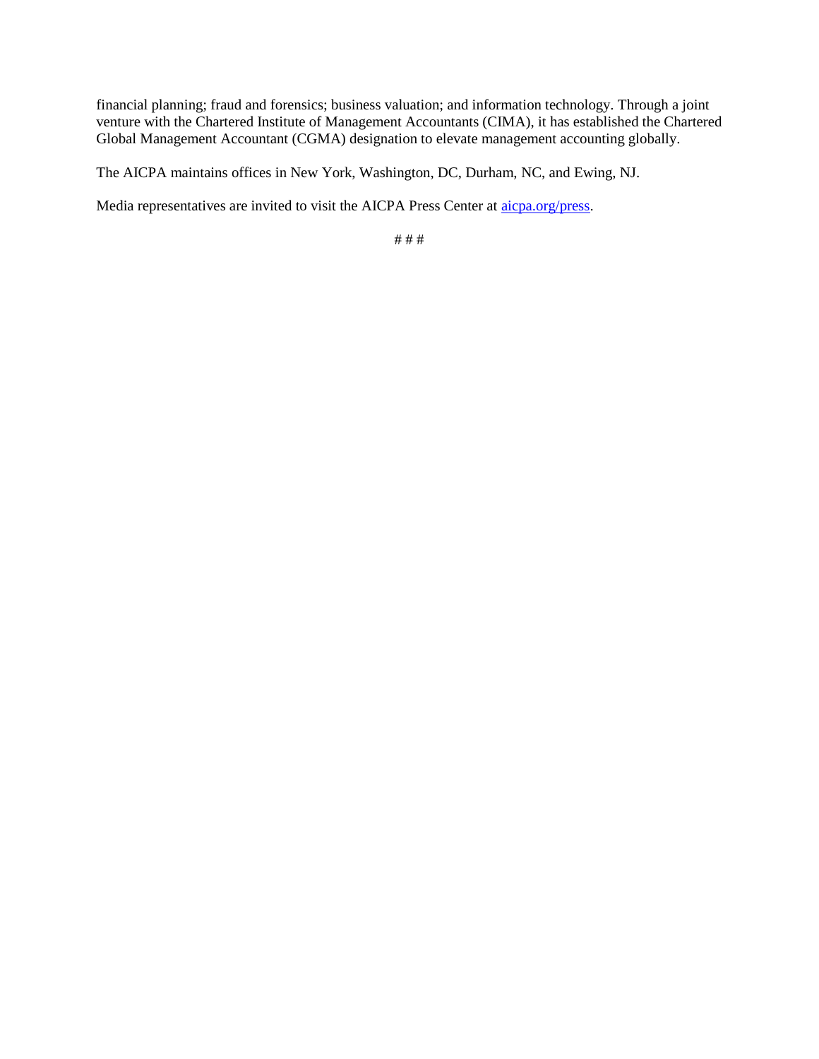financial planning; fraud and forensics; business valuation; and information technology. Through a joint venture with the Chartered Institute of Management Accountants (CIMA), it has established the Chartered Global Management Accountant (CGMA) designation to elevate management accounting globally.

The AICPA maintains offices in New York, Washington, DC, Durham, NC, and Ewing, NJ.

Media representatives are invited to visit the AICPA Press Center at [aicpa.org/press](aicpa.org/press).

# # #